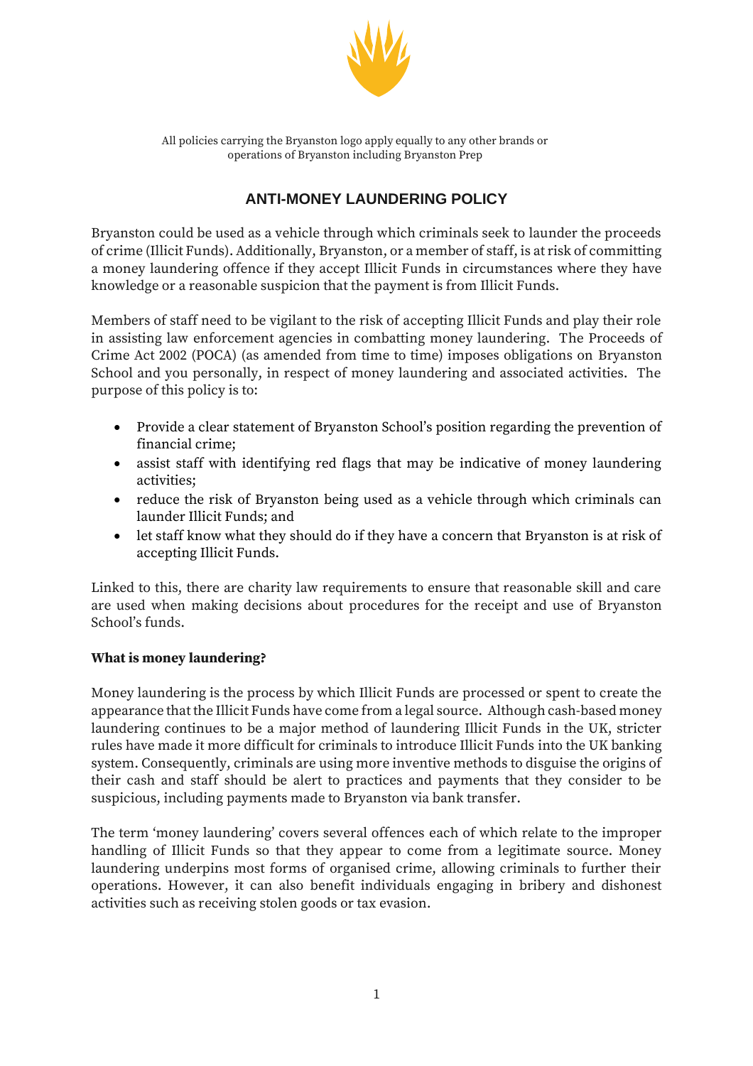All policies carrying the Bryanston logo apply equally to any other brands or operations of Bryanston including Bryanston Prep

# ANTI-MONEY LAUNDERING POLICY

Bryanston could be used as a vehicle through which criminals seek to launder the proceeds of crime (Illicit Funds). Additionally, Bryanston, or a member of staff, is at risk of committing a money laundering offence if they accept Illicit Funds in circumstances where they have knowledge or a reasonable suspicion that the payment is from Illicit Funds.

Members of staff need to be vigilant to the risk of accepting Illicit Funds and play their role in assisting law enforcement agencies in combatting money laundering. The Proceeds of Crime Act 2002 (POCA) (as amended from time to time) imposes obligations on Bryanston School and you personally, in respect of money laundering and associated activities. The purpose of this policy is to:

- Provide a clear statement of Bryanston School's position regarding the prevention of financial crime;
- assist staff with identifying red flags that may be indicative of money laundering activities;
- reduce the risk of Bryanston being used as a vehicle through which criminals can launder Illicit Funds; and
- let staff know what they should do if they have a concern that Bryanston is at risk of accepting Illicit Funds.

Linked to this, there are charity law requirements to ensure that reasonable skill and care are used when making decisions about procedures for the receipt and use of Bryanston School's funds.

**What is money laundering?**

Money laundering is the process by which Illicit Funds are processed or spent to create the appearance that the Illicit Funds have come from a legal source. Although cash-based money laundering continues to be a major method of laundering Illicit Funds in the UK, stricter rules have made it more difficult for criminals to introduce Illicit Funds into the UK banking system. Consequently, criminals are using more inventive methods to disguise the origins of their cash and staff should be alert to practices and payments that they consider to be suspicious, including payments made to Bryanston via bank transfer.

The term 'money laundering' covers several offences each of which relate to the improper handling of Illicit Funds so that they appear to come from a legitimate source. Money laundering underpins most forms of organised crime, allowing criminals to further their operations. However, it can also benefit individuals engaging in bribery and dishonest activities such as receiving stolen goods or tax evasion.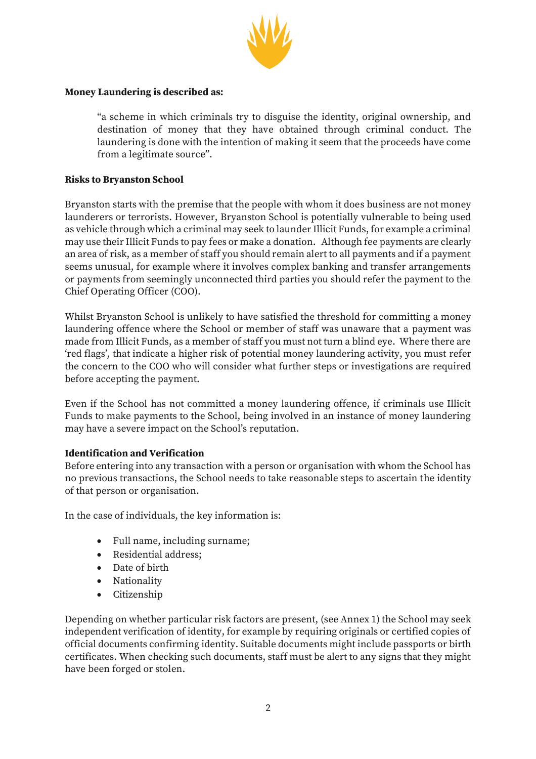**Money Laundering is described as:**

> "a scheme in which criminals try to disguise the identity, original ownership, and destination of money that they have obtained through criminal conduct. The laundering is done with the intention of making it seem that the proceeds have come from a legitimate source".

**Risks to Bryanston School**

Bryanston starts with the premise that the people with whom it does business are not money launderers or terrorists. However, Bryanston School is potentially vulnerable to being used as vehicle through which a criminal may seek to launder Illicit Funds, for example a criminal may use their Illicit Funds to pay fees or make a donation. Although fee payments are clearly an area of risk, as a member of staff you should remain alert to all payments and if a payment seems unusual, for example where it involves complex banking and transfer arrangements or payments from seemingly unconnected third parties you should refer the payment to the Chief Operating Officer (COO).

Whilst Bryanston School is unlikely to have satisfied the threshold for committing a money laundering offence where the School or member of staff was unaware that a payment was made from Illicit Funds, as a member of staff you must not turn a blind eye. Where there are 'red flags', that indicate a higher risk of potential money laundering activity, you must refer the concern to the COO who will consider what further steps or investigations are required before accepting the payment.

Even if the School has not committed a money laundering offence, if criminals use Illicit Funds to make payments to the School, being involved in an instance of money laundering may have a severe impact on the School's reputation.

**Identification and Verification**

Before entering into any transaction with a person or organisation with whom the School has no previous transactions, the School needs to take reasonable steps to ascertain the identity of that person or organisation.

In the case of individuals, the key information is:

- Full name, including surname;
- Residential address;
- Date of birth
- Nationality
- Citizenship

Depending on whether particular risk factors are present, (see Annex 1) the School may seek independent verification of identity, for example by requiring originals or certified copies of official documents confirming identity. Suitable documents might include passports or birth certificates. When checking such documents, staff must be alert to any signs that they might have been forged or stolen.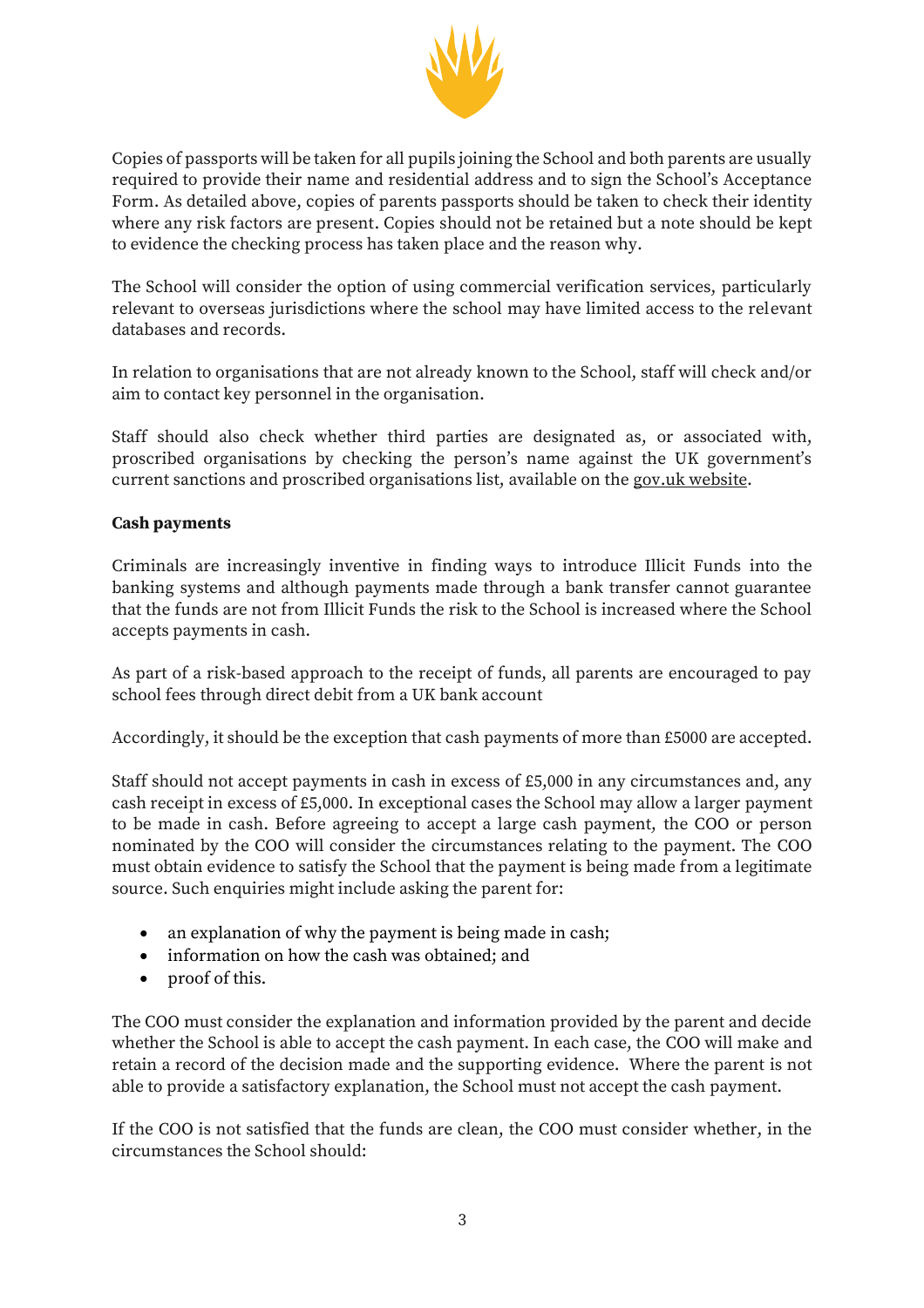Copies of passports will be taken for all pupils joining the School and both parents are usually required to provide their name and residential address and to sign the School's Acceptance Form. As detailed above, copies of parents passports should be taken to check their identity where any risk factors are present. Copies should not be retained but a note should be kept to evidence the checking process has taken place and the reason why.

The School will consider the option of using commercial verification services, particularly relevant to overseas jurisdictions where the school may have limited access to the relevant databases and records.

In relation to organisations that are not already known to the School, staff will check and/or aim to contact key personnel in the organisation.

Staff should also check whether third parties are designated as, or associated with, proscribed organisations by checking the person's name against the UK government's current sanctions and proscribed organisations list, available on the gov.uk website.

**Cash payments**

Criminals are increasingly inventive in finding ways to introduce Illicit Funds into the banking systems and although payments made through a bank transfer cannot guarantee that the funds are not from Illicit Funds the risk to the School is increased where the School accepts payments in cash.

As part of a risk-based approach to the receipt of funds, all parents are encouraged to pay school fees through direct debit from a UK bank account

Accordingly, it should be the exception that cash payments of more than £5000 are accepted.

Staff should not accept payments in cash in excess of £5,000 in any circumstances and, any cash receipt in excess of £5,000. In exceptional cases the School may allow a larger payment to be made in cash. Before agreeing to accept a large cash payment, the COO or person nominated by the COO will consider the circumstances relating to the payment. The COO must obtain evidence to satisfy the School that the payment is being made from a legitimate source. Such enquiries might include asking the parent for:

- an explanation of why the payment is being made in cash;
- information on how the cash was obtained; and
- proof of this.

The COO must consider the explanation and information provided by the parent and decide whether the School is able to accept the cash payment. In each case, the COO will make and retain a record of the decision made and the supporting evidence. Where the parent is not able to provide a satisfactory explanation, the School must not accept the cash payment.

If the COO is not satisfied that the funds are clean, the COO must consider whether, in the circumstances the School should: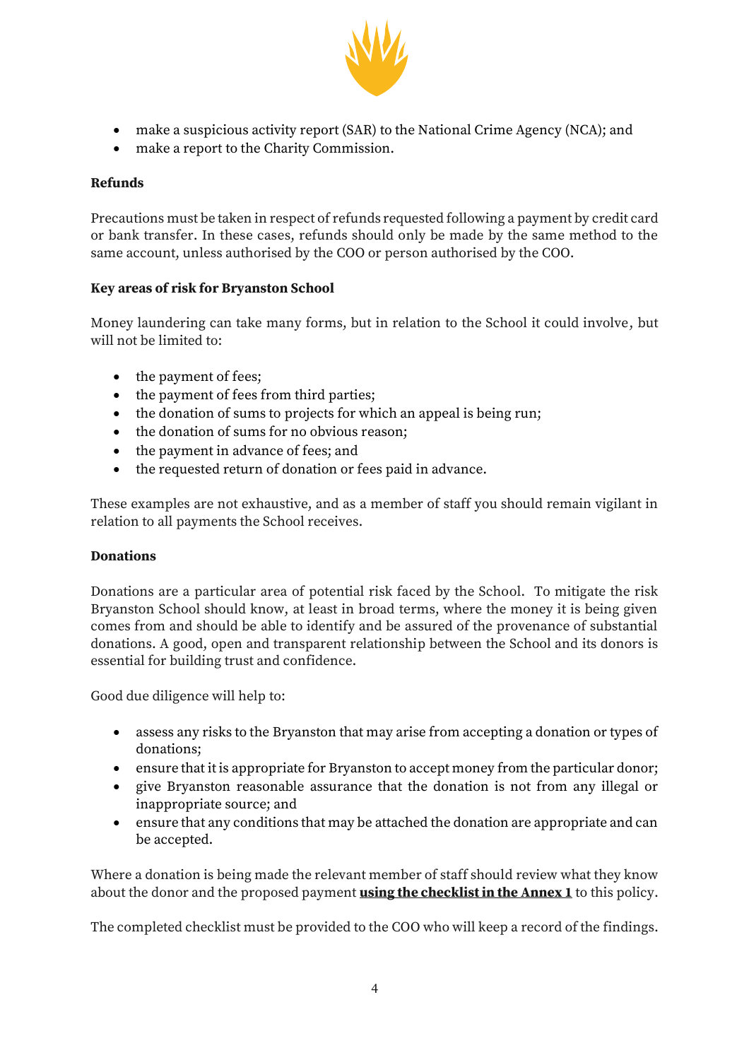- make a suspicious activity report (SAR) to the National Crime Agency (NCA); and
- make a report to the Charity Commission.

**Refunds**

Precautions must be taken in respect of refunds requested following a payment by credit card or bank transfer. In these cases, refunds should only be made by the same method to the same account, unless authorised by the COO or person authorised by the COO.

**Key areas of risk for Bryanston School**

Money laundering can take many forms, but in relation to the School it could involve, but will not be limited to:

- the payment of fees;
- the payment of fees from third parties;
- the donation of sums to projects for which an appeal is being run;
- the donation of sums for no obvious reason;
- the payment in advance of fees; and
- the requested return of donation or fees paid in advance.

These examples are not exhaustive, and as a member of staff you should remain vigilant in relation to all payments the School receives.

**Donations**

Donations are a particular area of potential risk faced by the School. To mitigate the risk Bryanston School should know, at least in broad terms, where the money it is being given comes from and should be able to identify and be assured of the provenance of substantial donations. A good, open and transparent relationship between the School and its donors is essential for building trust and confidence.

Good due diligence will help to:

- assess any risks to the Bryanston that may arise from accepting a donation or types of donations;
- ensure that it is appropriate for Bryanston to accept money from the particular donor;
- give Bryanston reasonable assurance that the donation is not from any illegal or inappropriate source; and
- ensure that any conditions that may be attached the donation are appropriate and can be accepted.

Where a donation is being made the relevant member of staff should review what they know about the donor and the proposed payment **using the checklist in the Annex 1** to this policy.

The completed checklist must be provided to the COO who will keep a record of the findings.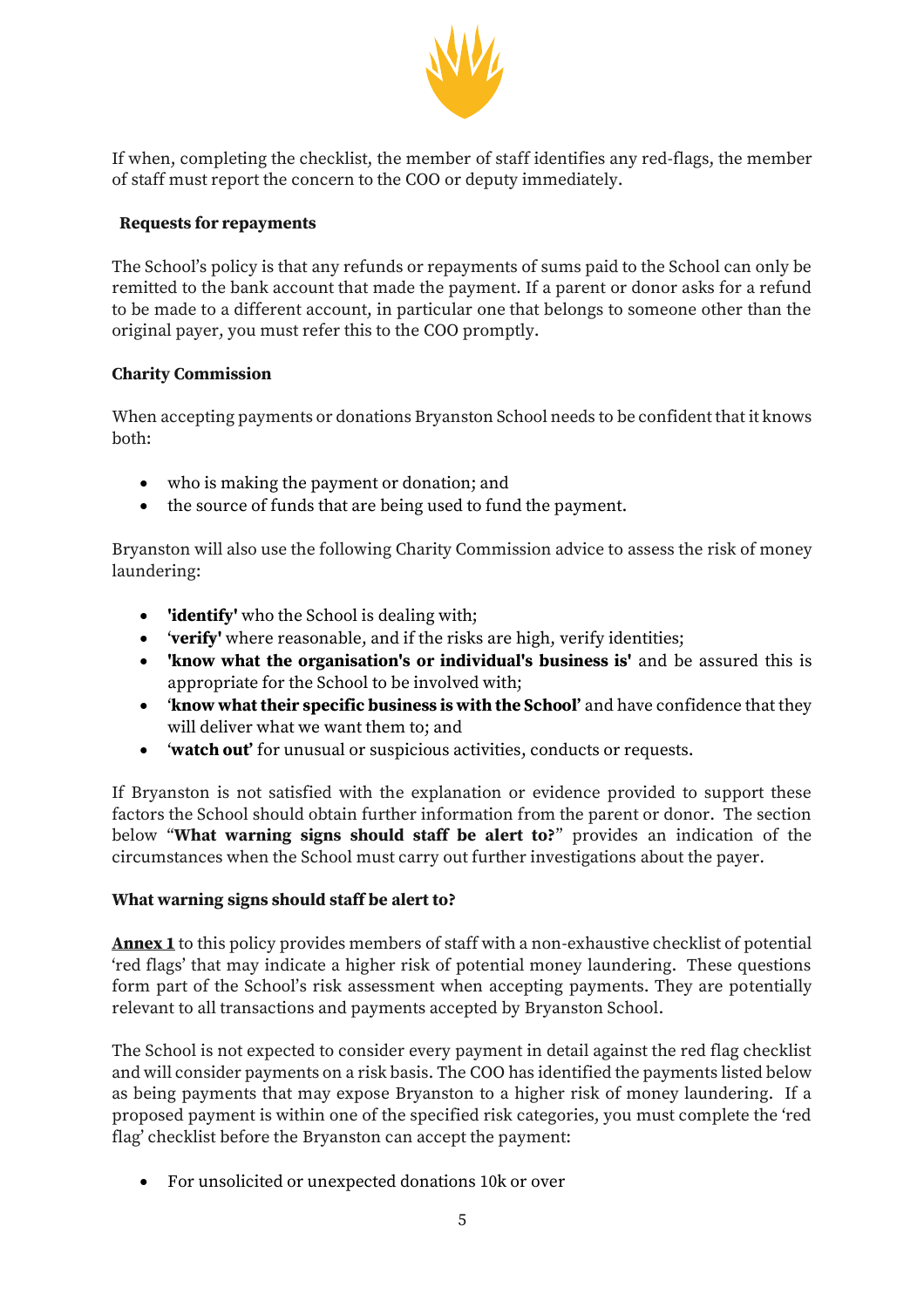If when, completing the checklist, the member of staff identifies any red-flags, the member of staff must report the concern to the COO or deputy immediately.

### Requests for repayments

The School's policy is that any refunds or repayments of sums paid to the School can only be remitted to the bank account that made the payment. If a parent or donor asks for a refund to be made to a different account, in particular one that belongs to someone other than the original payer, you must refer this to the COO promptly.

### Charity Commission

When accepting payments or donations Bryanston School needs to be confident that it knows both:

- who is making the payment or donation; and
- the source of funds that are being used to fund the payment.

Bryanston will also use the following Charity Commission advice to assess the risk of money laundering:

- **'identify'** who the School is dealing with;
- '**verify'** where reasonable, and if the risks are high, verify identities;
- **'know what the organisation's or individual's business is'** and be assured this is appropriate for the School to be involved with;
- '**know what their specific business is with the School'** and have confidence that they will deliver what we want them to; and
- '**watch out'** for unusual or suspicious activities, conducts or requests.

If Bryanston is not satisfied with the explanation or evidence provided to support these factors the School should obtain further information from the parent or donor. The section below "**What warning signs should staff be alert to?**" provides an indication of the circumstances when the School must carry out further investigations about the payer.

### What warning signs should staff be alert to?

**Annex 1** to this policy provides members of staff with a non-exhaustive checklist of potential 'red flags' that may indicate a higher risk of potential money laundering. These questions form part of the School's risk assessment when accepting payments. They are potentially relevant to all transactions and payments accepted by Bryanston School.

The School is not expected to consider every payment in detail against the red flag checklist and will consider payments on a risk basis. The COO has identified the payments listed below as being payments that may expose Bryanston to a higher risk of money laundering. If a proposed payment is within one of the specified risk categories, you must complete the 'red flag' checklist before the Bryanston can accept the payment:

- For unsolicited or unexpected donations 10k or over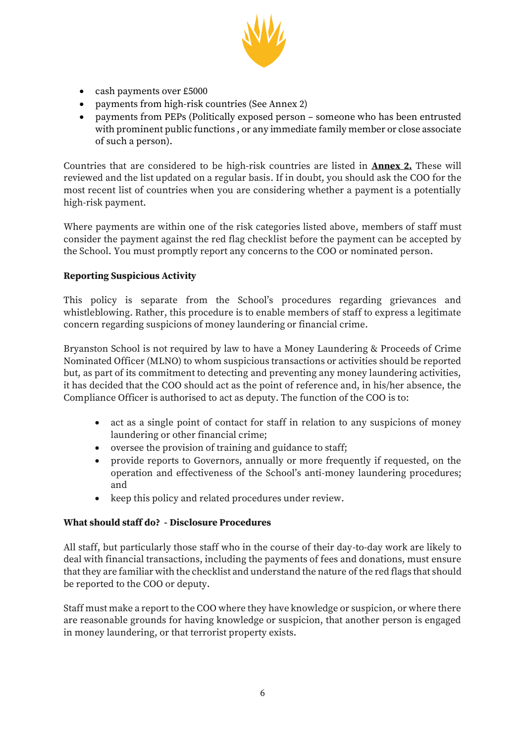- cash payments over £5000
- payments from high-risk countries (See Annex 2)
- payments from PEPs (Politically exposed person – someone who has been entrusted with prominent public functions , or any immediate family member or close associate of such a person).

Countries that are considered to be high-risk countries are listed in **Annex 2.** These will reviewed and the list updated on a regular basis. If in doubt, you should ask the COO for the most recent list of countries when you are considering whether a payment is a potentially high-risk payment.

Where payments are within one of the risk categories listed above, members of staff must consider the payment against the red flag checklist before the payment can be accepted by the School. You must promptly report any concerns to the COO or nominated person.

**Reporting Suspicious Activity**

This policy is separate from the School's procedures regarding grievances and whistleblowing. Rather, this procedure is to enable members of staff to express a legitimate concern regarding suspicions of money laundering or financial crime.

Bryanston School is not required by law to have a Money Laundering & Proceeds of Crime Nominated Officer (MLNO) to whom suspicious transactions or activities should be reported but, as part of its commitment to detecting and preventing any money laundering activities, it has decided that the COO should act as the point of reference and, in his/her absence, the Compliance Officer is authorised to act as deputy. The function of the COO is to:

- act as a single point of contact for staff in relation to any suspicions of money laundering or other financial crime;
- oversee the provision of training and guidance to staff;
- provide reports to Governors, annually or more frequently if requested, on the operation and effectiveness of the School's anti-money laundering procedures; and
- keep this policy and related procedures under review.

**What should staff do? - Disclosure Procedures**

All staff, but particularly those staff who in the course of their day-to-day work are likely to deal with financial transactions, including the payments of fees and donations, must ensure that they are familiar with the checklist and understand the nature of the red flags that should be reported to the COO or deputy.

Staff must make a report to the COO where they have knowledge or suspicion, or where there are reasonable grounds for having knowledge or suspicion, that another person is engaged in money laundering, or that terrorist property exists.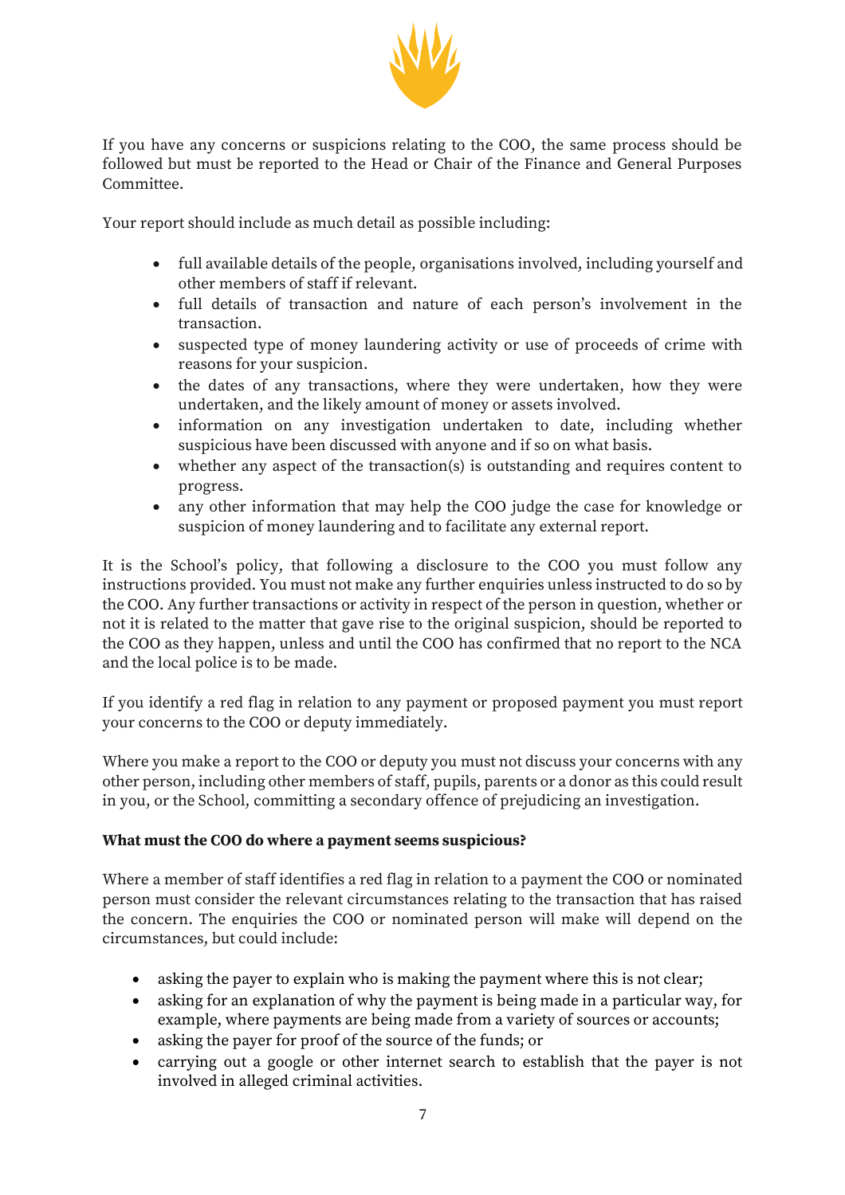If you have any concerns or suspicions relating to the COO, the same process should be followed but must be reported to the Head or Chair of the Finance and General Purposes Committee.

Your report should include as much detail as possible including:

- full available details of the people, organisations involved, including yourself and other members of staff if relevant.
- full details of transaction and nature of each person's involvement in the transaction.
- suspected type of money laundering activity or use of proceeds of crime with reasons for your suspicion.
- the dates of any transactions, where they were undertaken, how they were undertaken, and the likely amount of money or assets involved.
- information on any investigation undertaken to date, including whether suspicious have been discussed with anyone and if so on what basis.
- whether any aspect of the transaction(s) is outstanding and requires content to progress.
- any other information that may help the COO judge the case for knowledge or suspicion of money laundering and to facilitate any external report.

It is the School's policy, that following a disclosure to the COO you must follow any instructions provided. You must not make any further enquiries unless instructed to do so by the COO. Any further transactions or activity in respect of the person in question, whether or not it is related to the matter that gave rise to the original suspicion, should be reported to the COO as they happen, unless and until the COO has confirmed that no report to the NCA and the local police is to be made.

If you identify a red flag in relation to any payment or proposed payment you must report your concerns to the COO or deputy immediately.

Where you make a report to the COO or deputy you must not discuss your concerns with any other person, including other members of staff, pupils, parents or a donor as this could result in you, or the School, committing a secondary offence of prejudicing an investigation.

**What must the COO do where a payment seems suspicious?**

Where a member of staff identifies a red flag in relation to a payment the COO or nominated person must consider the relevant circumstances relating to the transaction that has raised the concern. The enquiries the COO or nominated person will make will depend on the circumstances, but could include:

- asking the payer to explain who is making the payment where this is not clear;
- asking for an explanation of why the payment is being made in a particular way, for example, where payments are being made from a variety of sources or accounts;
- asking the payer for proof of the source of the funds; or
- carrying out a google or other internet search to establish that the payer is not involved in alleged criminal activities.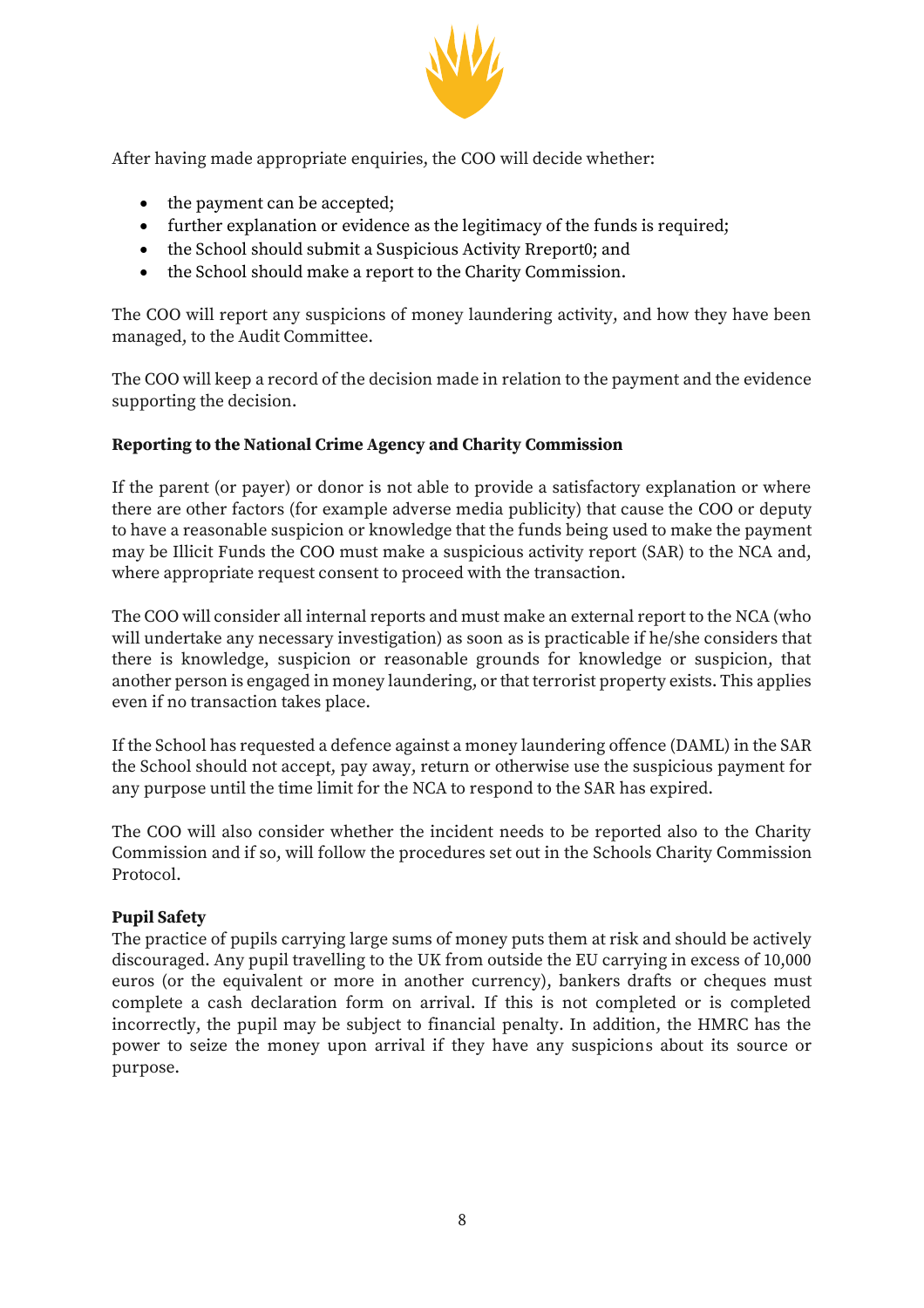After having made appropriate enquiries, the COO will decide whether:

- the payment can be accepted;
- further explanation or evidence as the legitimacy of the funds is required;
- the School should submit a Suspicious Activity Rreport0; and
- the School should make a report to the Charity Commission.

The COO will report any suspicions of money laundering activity, and how they have been managed, to the Audit Committee.

The COO will keep a record of the decision made in relation to the payment and the evidence supporting the decision.

**Reporting to the National Crime Agency and Charity Commission**

If the parent (or payer) or donor is not able to provide a satisfactory explanation or where there are other factors (for example adverse media publicity) that cause the COO or deputy to have a reasonable suspicion or knowledge that the funds being used to make the payment may be Illicit Funds the COO must make a suspicious activity report (SAR) to the NCA and, where appropriate request consent to proceed with the transaction.

The COO will consider all internal reports and must make an external report to the NCA (who will undertake any necessary investigation) as soon as is practicable if he/she considers that there is knowledge, suspicion or reasonable grounds for knowledge or suspicion, that another person is engaged in money laundering, or that terrorist property exists. This applies even if no transaction takes place.

If the School has requested a defence against a money laundering offence (DAML) in the SAR the School should not accept, pay away, return or otherwise use the suspicious payment for any purpose until the time limit for the NCA to respond to the SAR has expired.

The COO will also consider whether the incident needs to be reported also to the Charity Commission and if so, will follow the procedures set out in the Schools Charity Commission Protocol.

**Pupil Safety**

The practice of pupils carrying large sums of money puts them at risk and should be actively discouraged. Any pupil travelling to the UK from outside the EU carrying in excess of 10,000 euros (or the equivalent or more in another currency), bankers drafts or cheques must complete a cash declaration form on arrival. If this is not completed or is completed incorrectly, the pupil may be subject to financial penalty. In addition, the HMRC has the power to seize the money upon arrival if they have any suspicions about its source or purpose.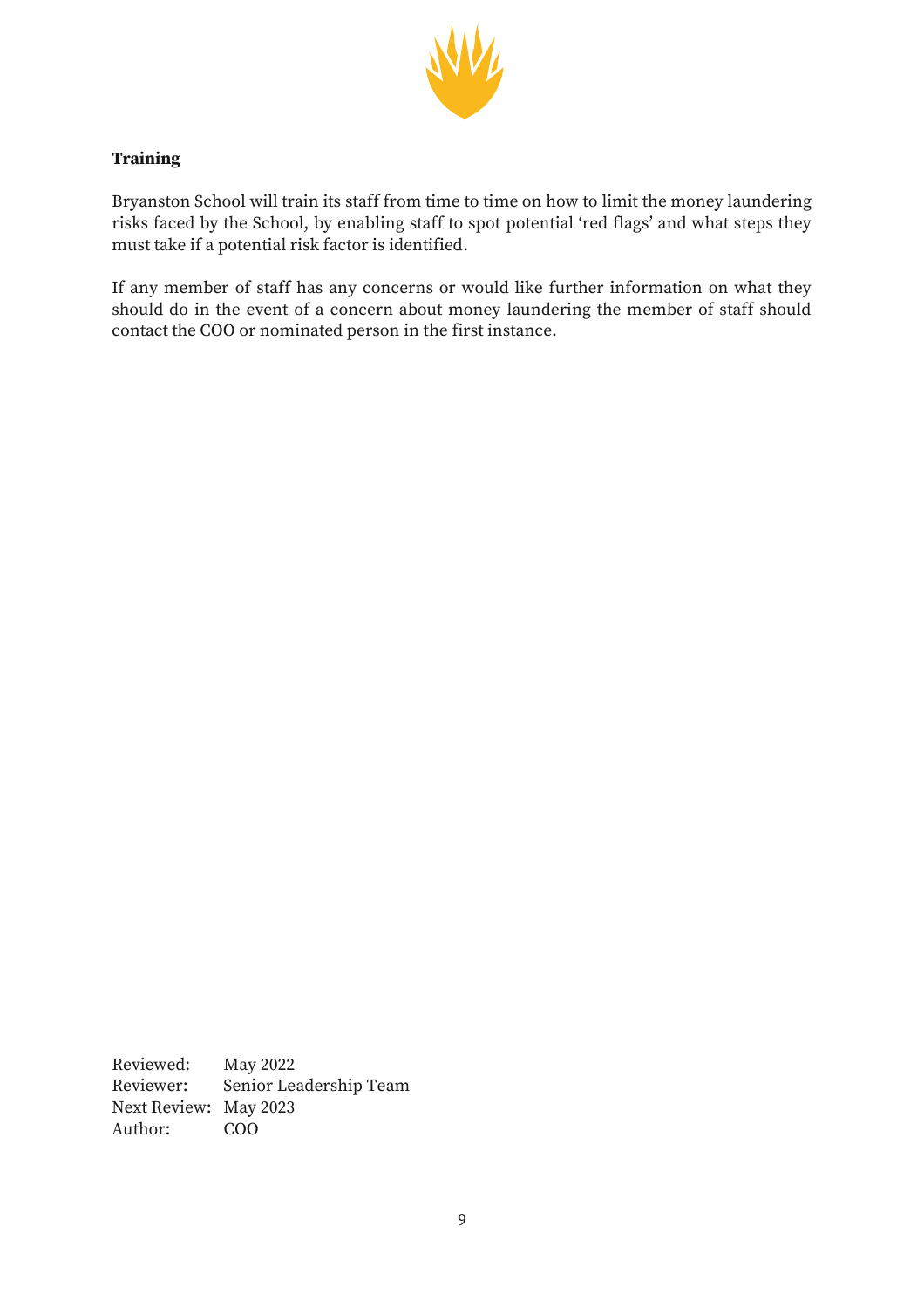**Training**

Bryanston School will train its staff from time to time on how to limit the money laundering risks faced by the School, by enabling staff to spot potential 'red flags' and what steps they must take if a potential risk factor is identified.

If any member of staff has any concerns or would like further information on what they should do in the event of a concern about money laundering the member of staff should contact the COO or nominated person in the first instance.

Reviewed: May 2022
Reviewer: Senior Leadership Team
Next Review: May 2023
Author: COO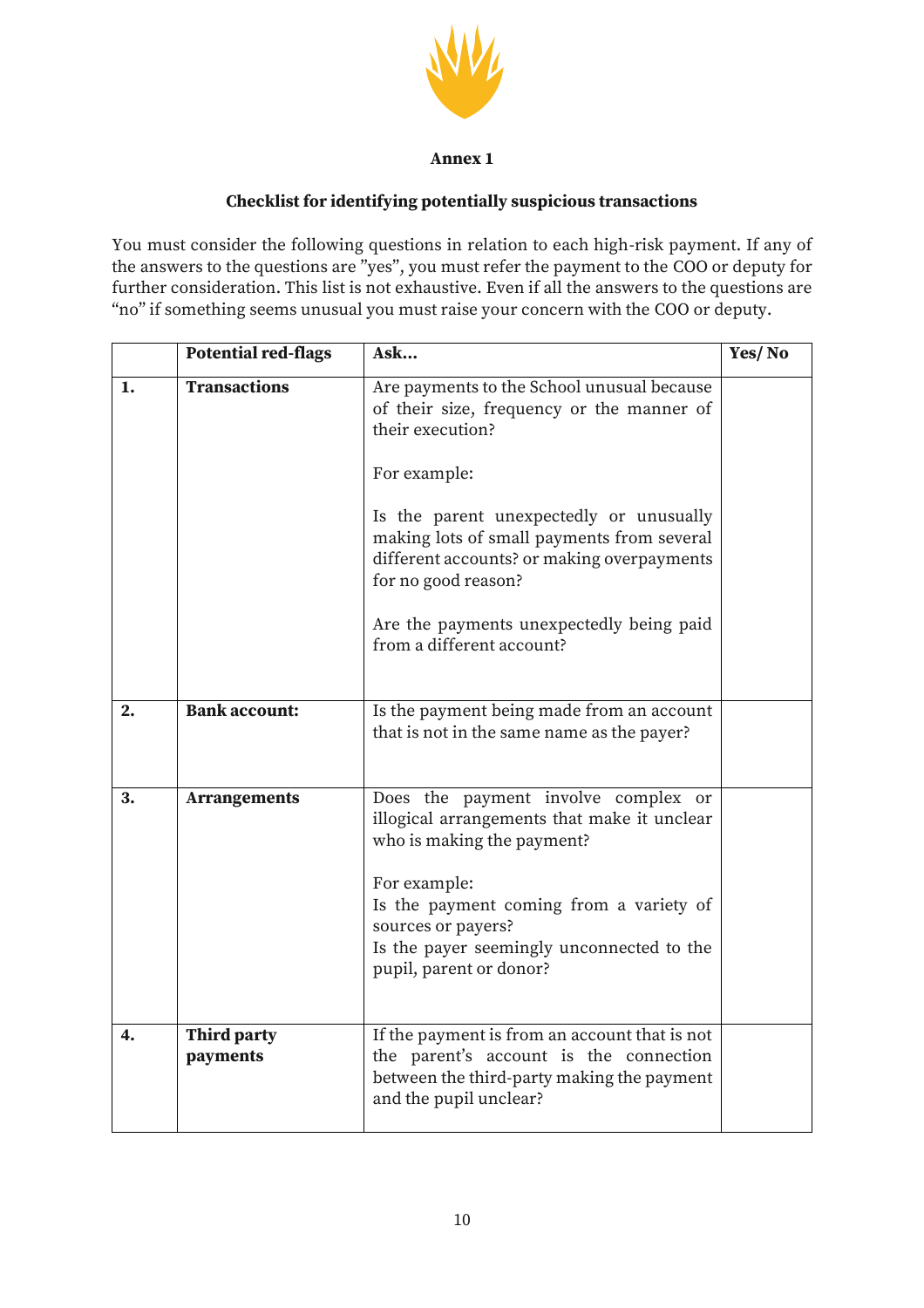**Annex 1**

**Checklist for identifying potentially suspicious transactions**

You must consider the following questions in relation to each high-risk payment. If any of the answers to the questions are "yes", you must refer the payment to the COO or deputy for further consideration. This list is not exhaustive. Even if all the answers to the questions are "no" if something seems unusual you must raise your concern with the COO or deputy.

| | Potential red-flags | Ask... | Yes/ No |
|---|---|---|---|
| **1.** | **Transactions** | Are payments to the School unusual because of their size, frequency or the manner of their execution?<br><br>For example:<br><br>Is the parent unexpectedly or unusually making lots of small payments from several different accounts? or making overpayments for no good reason?<br><br>Are the payments unexpectedly being paid from a different account? | |
| **2.** | **Bank account:** | Is the payment being made from an account that is not in the same name as the payer? | |
| **3.** | **Arrangements** | Does the payment involve complex or illogical arrangements that make it unclear who is making the payment?<br><br>For example:<br>Is the payment coming from a variety of sources or payers?<br>Is the payer seemingly unconnected to the pupil, parent or donor? | |
| **4.** | **Third party payments** | If the payment is from an account that is not the parent's account is the connection between the third-party making the payment and the pupil unclear? | |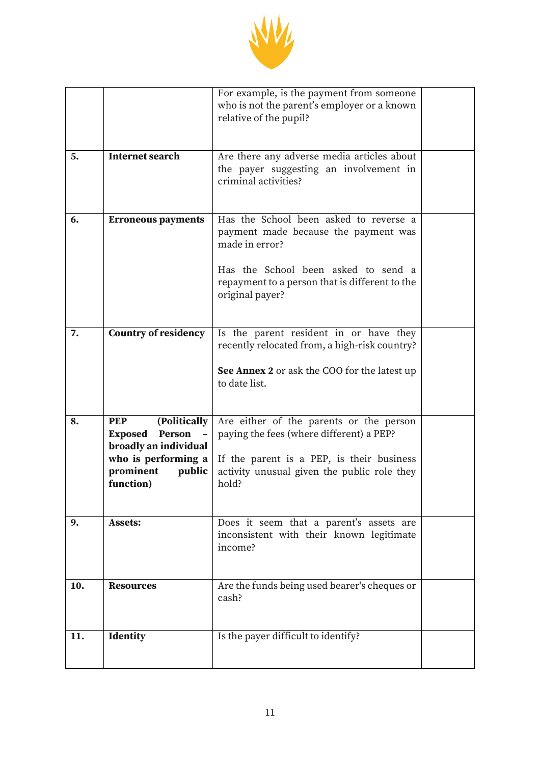| | | | |
|---|---|---|---|
| | | For example, is the payment from someone who is not the parent's employer or a known relative of the pupil? | |
| **5.** | **Internet search** | Are there any adverse media articles about the payer suggesting an involvement in criminal activities? | |
| **6.** | **Erroneous payments** | Has the School been asked to reverse a payment made because the payment was made in error?<br><br>Has the School been asked to send a repayment to a person that is different to the original payer? | |
| **7.** | **Country of residency** | Is the parent resident in or have they recently relocated from, a high-risk country?<br><br>**See Annex 2** or ask the COO for the latest up to date list. | |
| **8.** | **PEP (Politically Exposed Person – broadly an individual who is performing a prominent public function)** | Are either of the parents or the person paying the fees (where different) a PEP?<br><br>If the parent is a PEP, is their business activity unusual given the public role they hold? | |
| **9.** | **Assets:** | Does it seem that a parent's assets are inconsistent with their known legitimate income? | |
| **10.** | **Resources** | Are the funds being used bearer's cheques or cash? | |
| **11.** | **Identity** | Is the payer difficult to identify? | |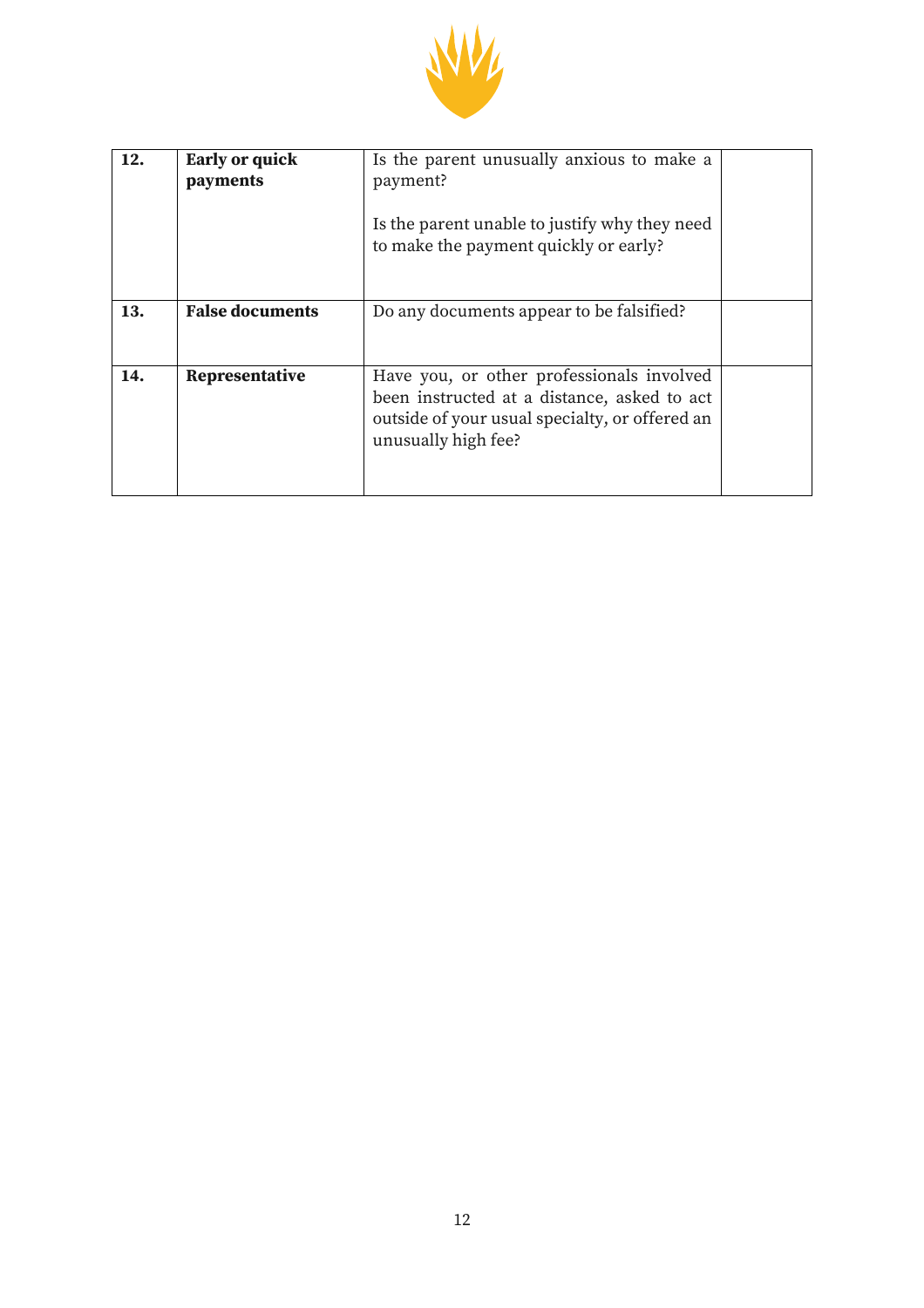| | | | |
|---|---|---|---|
| **12.** | **Early or quick payments** | Is the parent unusually anxious to make a payment?<br><br>Is the parent unable to justify why they need to make the payment quickly or early? | |
| **13.** | **False documents** | Do any documents appear to be falsified? | |
| **14.** | **Representative** | Have you, or other professionals involved been instructed at a distance, asked to act outside of your usual specialty, or offered an unusually high fee? | |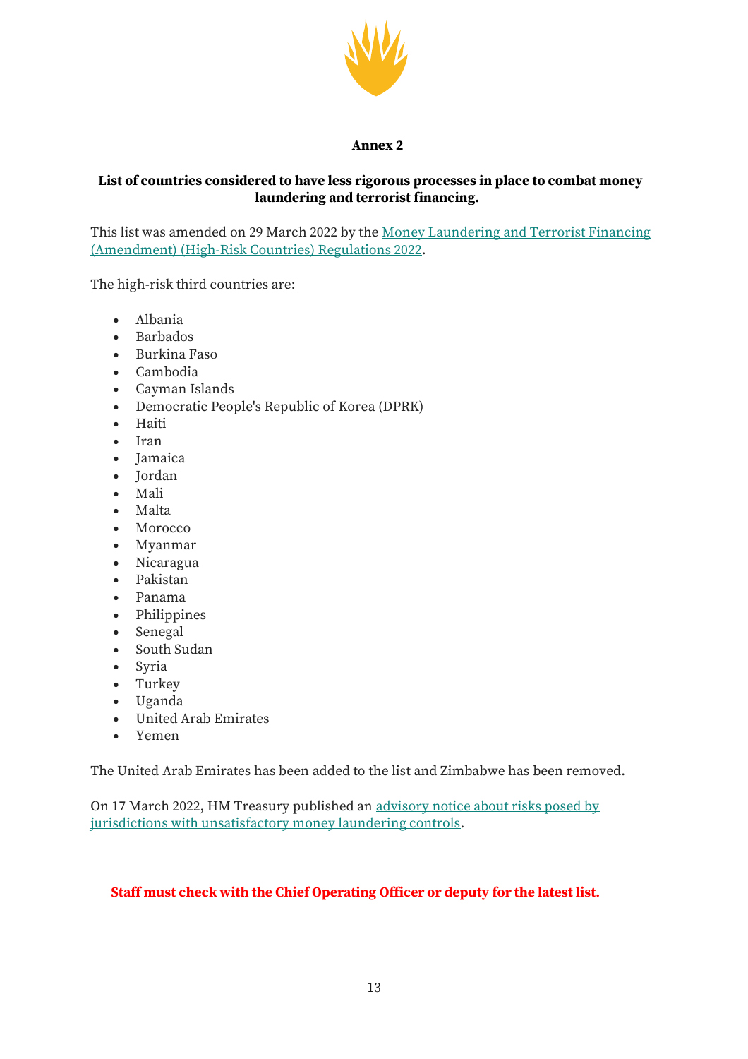**Annex 2**

**List of countries considered to have less rigorous processes in place to combat money laundering and terrorist financing.**

This list was amended on 29 March 2022 by the [Money Laundering and Terrorist Financing (Amendment) (High-Risk Countries) Regulations 2022]().

The high-risk third countries are:

- Albania
- Barbados
- Burkina Faso
- Cambodia
- Cayman Islands
- Democratic People's Republic of Korea (DPRK)
- Haiti
- Iran
- Jamaica
- Jordan
- Mali
- Malta
- Morocco
- Myanmar
- Nicaragua
- Pakistan
- Panama
- Philippines
- Senegal
- South Sudan
- Syria
- Turkey
- Uganda
- United Arab Emirates
- Yemen

The United Arab Emirates has been added to the list and Zimbabwe has been removed.

On 17 March 2022, HM Treasury published an [advisory notice about risks posed by jurisdictions with unsatisfactory money laundering controls]().

**Staff must check with the Chief Operating Officer or deputy for the latest list.**